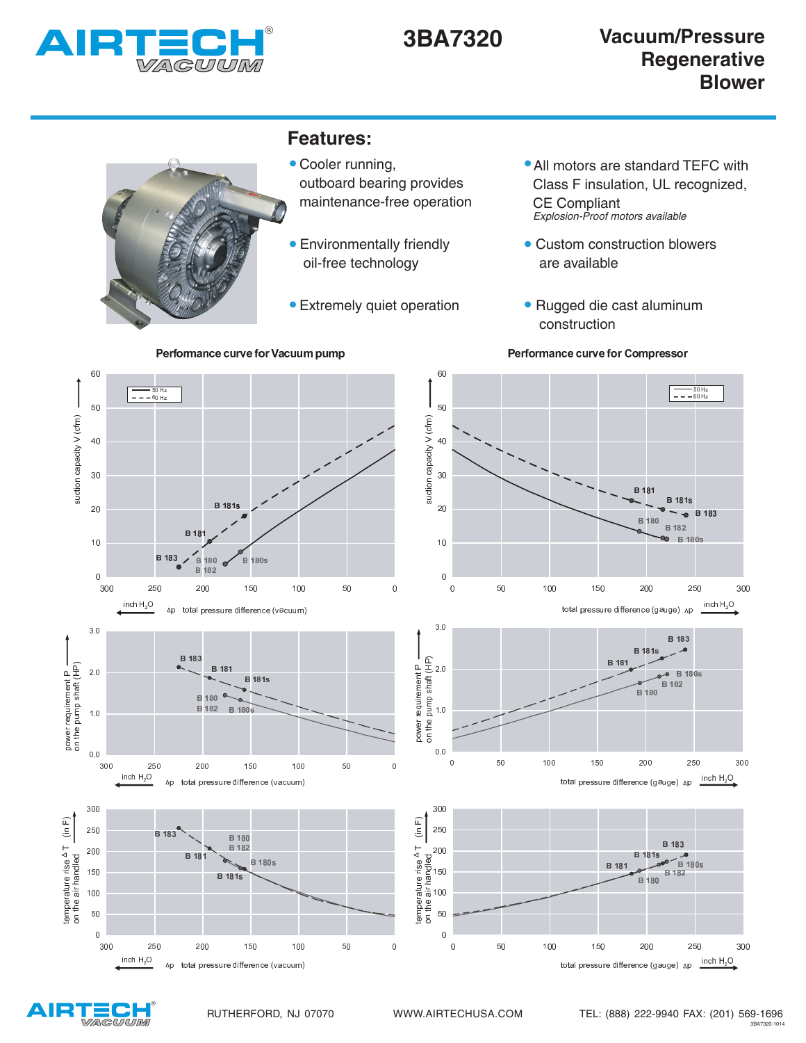# 3BA7320

## Vacuum/Pressure Regenerative Blower

## Features:

- Cooler running, outboard bearing provides maintenance-free operation
- Environmentally friendly oil-free technology
- Extremely quiet operation
- All motors are standard TEFC with Class F insulation, UL recognized, CE Compliant
  *Explosion-Proof motors available*
- Custom construction blowers are available
- Rugged die cast aluminum construction

**Performance curve for Vacuum pump**

**Performance curve for Compressor**

RUTHERFORD, NJ 07070 WWW.AIRTECHUSA.COM TEL: (888) 222-9940 FAX: (201) 569-1696

3BA7320-1014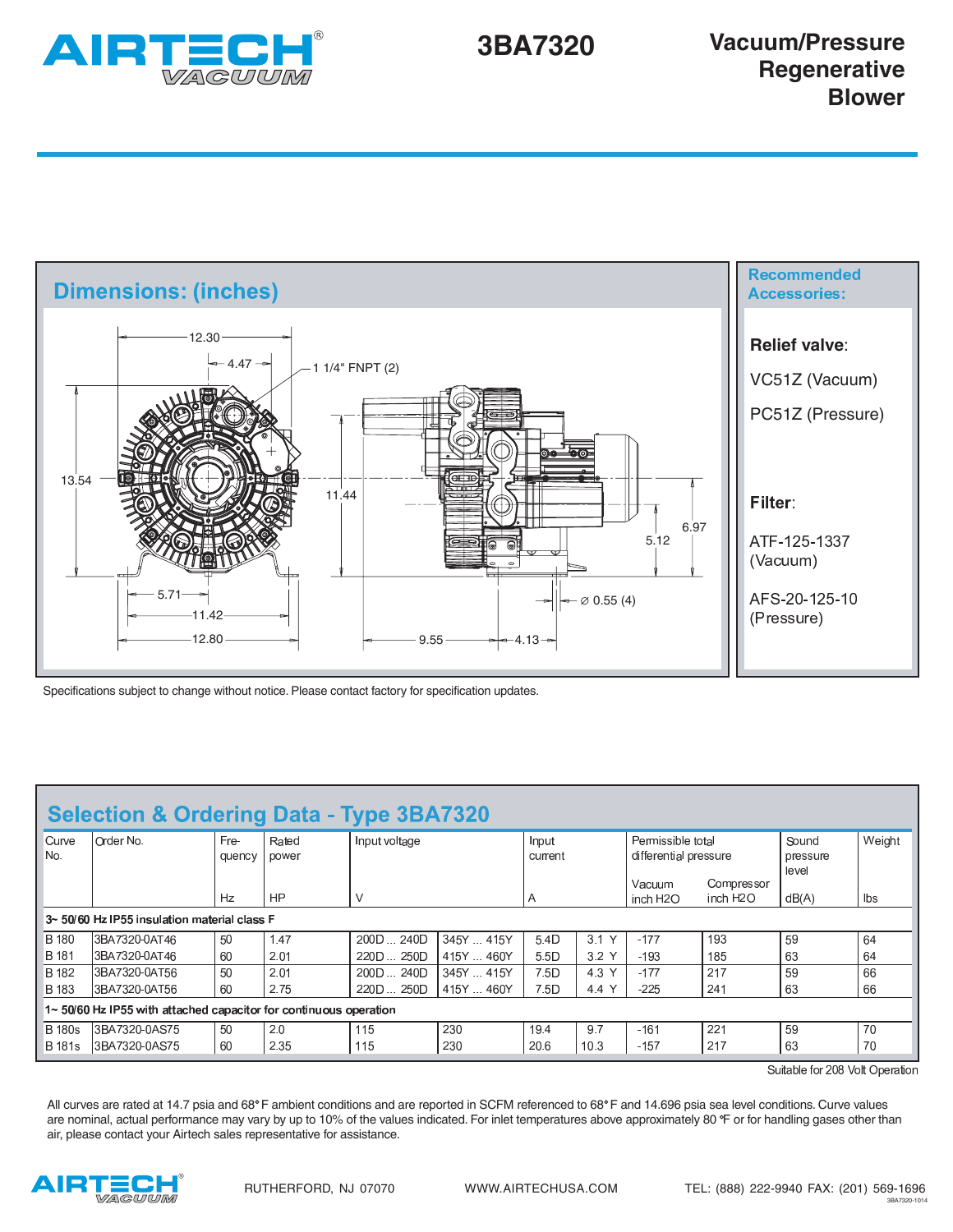AIRTECH VACUUM

# 3BA7320

## Vacuum/Pressure Regenerative Blower

## Dimensions: (inches)

12.30
4.47
1 1/4" FNPT (2)
13.54
11.44
6.97
5.12
5.71
11.42
12.80
9.55
4.13
⌀ 0.55 (4)

## Recommended Accessories:

**Relief valve**:

VC51Z (Vacuum)

PC51Z (Pressure)

**Filter**:

ATF-125-1337 (Vacuum)

AFS-20-125-10 (Pressure)

Specifications subject to change without notice. Please contact factory for specification updates.

## Selection & Ordering Data - Type 3BA7320

| Curve No. | Order No. | Frequency | Rated power | Input voltage | | Input current | | Permissible total differential pressure | | Sound pressure level | Weight |
|---|---|---|---|---|---|---|---|---|---|---|---|
| | | | | | | | | Vacuum inch H2O | Compressor inch H2O | | |
| | | Hz | HP | V | | A | | | | dB(A) | lbs |
| **3~ 50/60 Hz IP55 insulation material class F** | | | | | | | | | | | |
| B 180 | 3BA7320-0AT46 | 50 | 1.47 | 200D ... 240D | 345Y ... 415Y | 5.4D | 3.1 Y | -177 | 193 | 59 | 64 |
| B 181 | 3BA7320-0AT46 | 60 | 2.01 | 220D ... 250D | 415Y ... 460Y | 5.5D | 3.2 Y | -193 | 185 | 63 | 64 |
| B 182 | 3BA7320-0AT56 | 50 | 2.01 | 200D ... 240D | 345Y ... 415Y | 7.5D | 4.3 Y | -177 | 217 | 59 | 66 |
| B 183 | 3BA7320-0AT56 | 60 | 2.75 | 220D ... 250D | 415Y ... 460Y | 7.5D | 4.4 Y | -225 | 241 | 63 | 66 |
| **1~ 50/60 Hz IP55 with attached capacitor for continuous operation** | | | | | | | | | | | |
| B 180s | 3BA7320-0AS75 | 50 | 2.0 | 115 | 230 | 19.4 | 9.7 | -161 | 221 | 59 | 70 |
| B 181s | 3BA7320-0AS75 | 60 | 2.35 | 115 | 230 | 20.6 | 10.3 | -157 | 217 | 63 | 70 |

Suitable for 208 Volt Operation

All curves are rated at 14.7 psia and 68° F ambient conditions and are reported in SCFM referenced to 68° F and 14.696 psia sea level conditions. Curve values are nominal, actual performance may vary by up to 10% of the values indicated. For inlet temperatures above approximately 80 °F or for handling gases other than air, please contact your Airtech sales representative for assistance.

AIRTECH VACUUM RUTHERFORD, NJ 07070 WWW.AIRTECHUSA.COM TEL: (888) 222-9940 FAX: (201) 569-1696